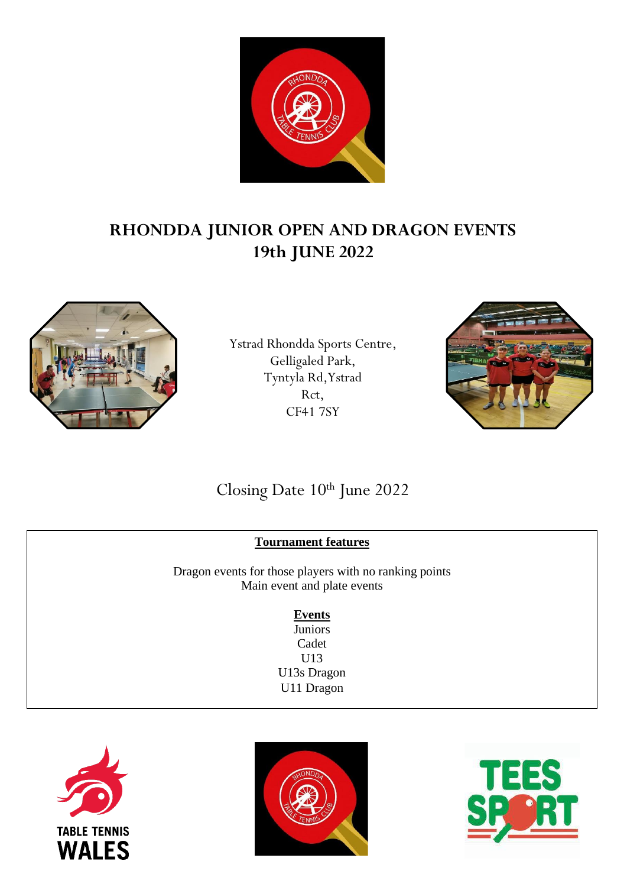# RHONDDA JUNIOR OPEN AND DRAGON EVENTS
## 19th JUNE 2022

Ystrad Rhondda Sports Centre,
Gelligaled Park,
Tyntyla Rd, Ystrad
Rct,
CF41 7SY

Closing Date 10th June 2022

**Tournament features**

Dragon events for those players with no ranking points
Main event and plate events

**Events**

Juniors
Cadet
U13
U13s Dragon
U11 Dragon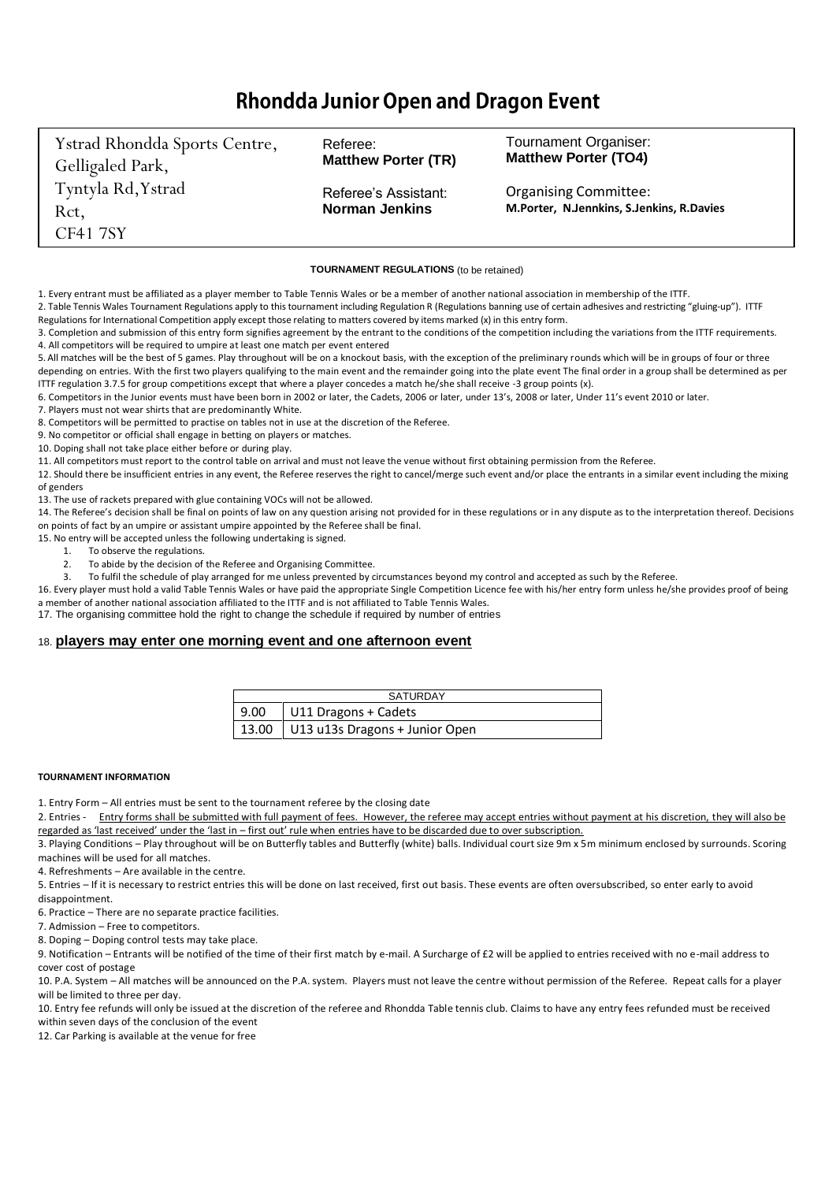# Rhondda Junior Open and Dragon Event

| Ystrad Rhondda Sports Centre, Gelligaled Park, Tyntyla Rd, Ystrad Rct, CF41 7SY | Referee: **Matthew Porter (TR)**<br><br>Referee's Assistant: **Norman Jenkins** | Tournament Organiser: **Matthew Porter (TO4)**<br><br>Organising Committee: **M.Porter, N.Jennkins, S.Jenkins, R.Davies** |
|---|---|---|

**TOURNAMENT REGULATIONS** (to be retained)

1. Every entrant must be affiliated as a player member to Table Tennis Wales or be a member of another national association in membership of the ITTF.
2. Table Tennis Wales Tournament Regulations apply to this tournament including Regulation R (Regulations banning use of certain adhesives and restricting "gluing-up"). ITTF Regulations for International Competition apply except those relating to matters covered by items marked (x) in this entry form.
3. Completion and submission of this entry form signifies agreement by the entrant to the conditions of the competition including the variations from the ITTF requirements.
4. All competitors will be required to umpire at least one match per event entered
5. All matches will be the best of 5 games. Play throughout will be on a knockout basis, with the exception of the preliminary rounds which will be in groups of four or three depending on entries. With the first two players qualifying to the main event and the remainder going into the plate event The final order in a group shall be determined as per ITTF regulation 3.7.5 for group competitions except that where a player concedes a match he/she shall receive -3 group points (x).
6. Competitors in the Junior events must have been born in 2002 or later, the Cadets, 2006 or later, under 13's, 2008 or later, Under 11's event 2010 or later.
7. Players must not wear shirts that are predominantly White.
8. Competitors will be permitted to practise on tables not in use at the discretion of the Referee.
9. No competitor or official shall engage in betting on players or matches.
10. Doping shall not take place either before or during play.
11. All competitors must report to the control table on arrival and must not leave the venue without first obtaining permission from the Referee.
12. Should there be insufficient entries in any event, the Referee reserves the right to cancel/merge such event and/or place the entrants in a similar event including the mixing of genders
13. The use of rackets prepared with glue containing VOCs will not be allowed.
14. The Referee's decision shall be final on points of law on any question arising not provided for in these regulations or in any dispute as to the interpretation thereof. Decisions on points of fact by an umpire or assistant umpire appointed by the Referee shall be final.
15. No entry will be accepted unless the following undertaking is signed.
    1. To observe the regulations.
    2. To abide by the decision of the Referee and Organising Committee.
    3. To fulfil the schedule of play arranged for me unless prevented by circumstances beyond my control and accepted as such by the Referee.
16. Every player must hold a valid Table Tennis Wales or have paid the appropriate Single Competition Licence fee with his/her entry form unless he/she provides proof of being a member of another national association affiliated to the ITTF and is not affiliated to Table Tennis Wales.
17. The organising committee hold the right to change the schedule if required by number of entries

18. **players may enter one morning event and one afternoon event**

| SATURDAY | |
|---|---|
| 9.00 | U11 Dragons + Cadets |
| 13.00 | U13 u13s Dragons + Junior Open |

**TOURNAMENT INFORMATION**

1. Entry Form – All entries must be sent to the tournament referee by the closing date
2. Entries - Entry forms shall be submitted with full payment of fees. However, the referee may accept entries without payment at his discretion, they will also be regarded as 'last received' under the 'last in – first out' rule when entries have to be discarded due to over subscription.
3. Playing Conditions – Play throughout will be on Butterfly tables and Butterfly (white) balls. Individual court size 9m x 5m minimum enclosed by surrounds. Scoring machines will be used for all matches.
4. Refreshments – Are available in the centre.
5. Entries – If it is necessary to restrict entries this will be done on last received, first out basis. These events are often oversubscribed, so enter early to avoid disappointment.
6. Practice – There are no separate practice facilities.
7. Admission – Free to competitors.
8. Doping – Doping control tests may take place.
9. Notification – Entrants will be notified of the time of their first match by e-mail. A Surcharge of £2 will be applied to entries received with no e-mail address to cover cost of postage
10. P.A. System – All matches will be announced on the P.A. system. Players must not leave the centre without permission of the Referee. Repeat calls for a player will be limited to three per day.
10. Entry fee refunds will only be issued at the discretion of the referee and Rhondda Table tennis club. Claims to have any entry fees refunded must be received within seven days of the conclusion of the event
12. Car Parking is available at the venue for free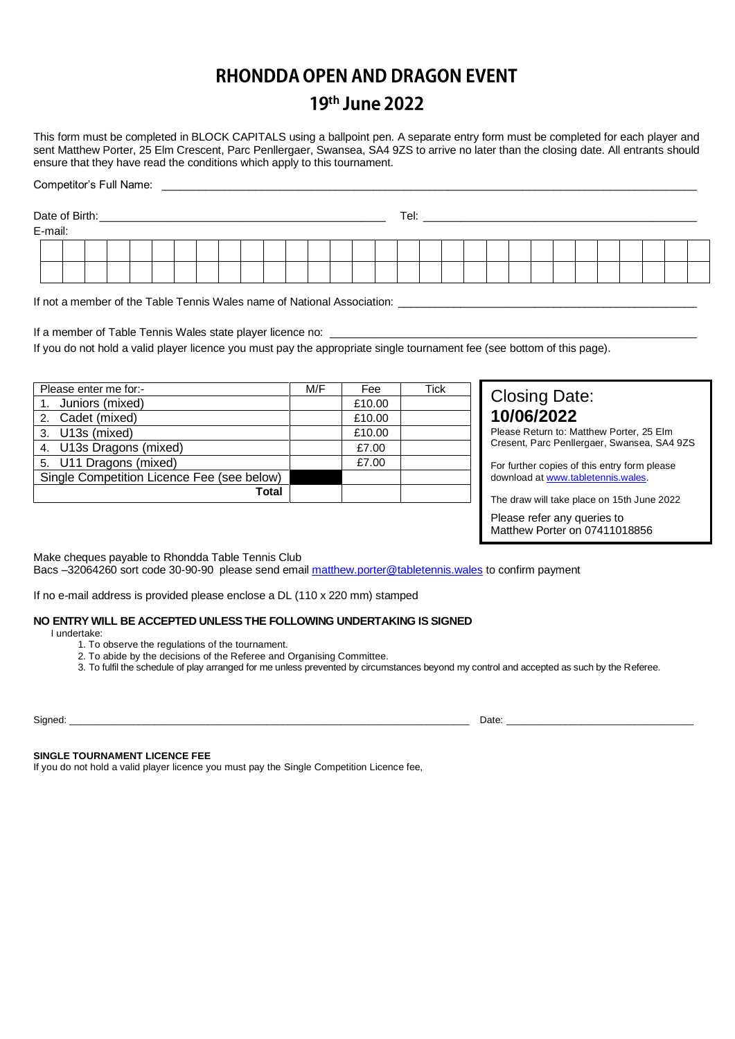# RHONDDA OPEN AND DRAGON EVENT

## 19th June 2022

This form must be completed in BLOCK CAPITALS using a ballpoint pen. A separate entry form must be completed for each player and sent Matthew Porter, 25 Elm Crescent, Parc Penllergaer, Swansea, SA4 9ZS to arrive no later than the closing date. All entrants should ensure that they have read the conditions which apply to this tournament.

Competitor's Full Name: ____________________________________________

Date of Birth: ______________________ Tel: ______________________

E-mail:

| | | | | | | | | | | | | | | | | | | | | | | | | | | | | | |
|---|---|---|---|---|---|---|---|---|---|---|---|---|---|---|---|---|---|---|---|---|---|---|---|---|---|---|---|---|---|
| | | | | | | | | | | | | | | | | | | | | | | | | | | | | | |
| | | | | | | | | | | | | | | | | | | | | | | | | | | | | | |

If not a member of the Table Tennis Wales name of National Association: ______________________

If a member of Table Tennis Wales state player licence no: ______________________

If you do not hold a valid player licence you must pay the appropriate single tournament fee (see bottom of this page).

| Please enter me for:- | M/F | Fee | Tick |
|---|---|---|---|
| 1. Juniors (mixed) | | £10.00 | |
| 2. Cadet (mixed) | | £10.00 | |
| 3. U13s (mixed) | | £10.00 | |
| 4. U13s Dragons (mixed) | | £7.00 | |
| 5. U11 Dragons (mixed) | | £7.00 | |
| Single Competition Licence Fee (see below) | | | |
| **Total** | | | |

Closing Date:
**10/06/2022**

Please Return to: Matthew Porter, 25 Elm Cresent, Parc Penllergaer, Swansea, SA4 9ZS

For further copies of this entry form please download at www.tabletennis.wales.

The draw will take place on 15th June 2022

Please refer any queries to Matthew Porter on 07411018856

Make cheques payable to Rhondda Table Tennis Club
Bacs –32064260 sort code 30-90-90 please send email matthew.porter@tabletennis.wales to confirm payment

If no e-mail address is provided please enclose a DL (110 x 220 mm) stamped

**NO ENTRY WILL BE ACCEPTED UNLESS THE FOLLOWING UNDERTAKING IS SIGNED**

I undertake:

1. To observe the regulations of the tournament.
2. To abide by the decisions of the Referee and Organising Committee.
3. To fulfil the schedule of play arranged for me unless prevented by circumstances beyond my control and accepted as such by the Referee.

Signed: ______________________ Date: ______________________

**SINGLE TOURNAMENT LICENCE FEE**

If you do not hold a valid player licence you must pay the Single Competition Licence fee,